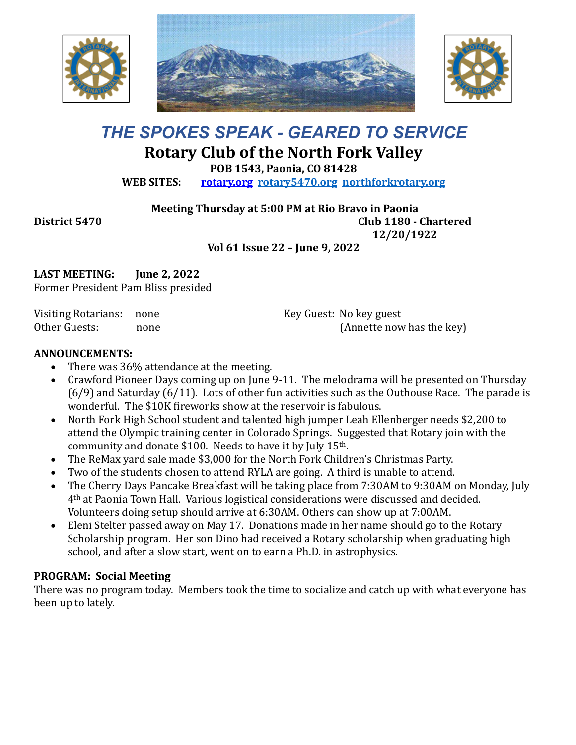# *THE SPOKES SPEAK - GEARED TO SERVICE*

## Rotary Club of the North Fork Valley

**POB 1543, Paonia, CO 81428**

**WEB SITES:** **rotary.org** **rotary5470.org** **northforkrotary.org**

**Meeting Thursday at 5:00 PM at Rio Bravo in Paonia**

**District 5470** **Club 1180 - Chartered 12/20/1922**

**Vol 61 Issue 22 – June 9, 2022**

**LAST MEETING: June 2, 2022**

Former President Pam Bliss presided

Visiting Rotarians: none
Other Guests: none

Key Guest: No key guest (Annette now has the key)

**ANNOUNCEMENTS:**

- There was 36% attendance at the meeting.
- Crawford Pioneer Days coming up on June 9-11. The melodrama will be presented on Thursday (6/9) and Saturday (6/11). Lots of other fun activities such as the Outhouse Race. The parade is wonderful. The $10K fireworks show at the reservoir is fabulous.
- North Fork High School student and talented high jumper Leah Ellenberger needs $2,200 to attend the Olympic training center in Colorado Springs. Suggested that Rotary join with the community and donate $100. Needs to have it by July 15th.
- The ReMax yard sale made $3,000 for the North Fork Children's Christmas Party.
- Two of the students chosen to attend RYLA are going. A third is unable to attend.
- The Cherry Days Pancake Breakfast will be taking place from 7:30AM to 9:30AM on Monday, July 4th at Paonia Town Hall. Various logistical considerations were discussed and decided. Volunteers doing setup should arrive at 6:30AM. Others can show up at 7:00AM.
- Eleni Stelter passed away on May 17. Donations made in her name should go to the Rotary Scholarship program. Her son Dino had received a Rotary scholarship when graduating high school, and after a slow start, went on to earn a Ph.D. in astrophysics.

**PROGRAM: Social Meeting**

There was no program today. Members took the time to socialize and catch up with what everyone has been up to lately.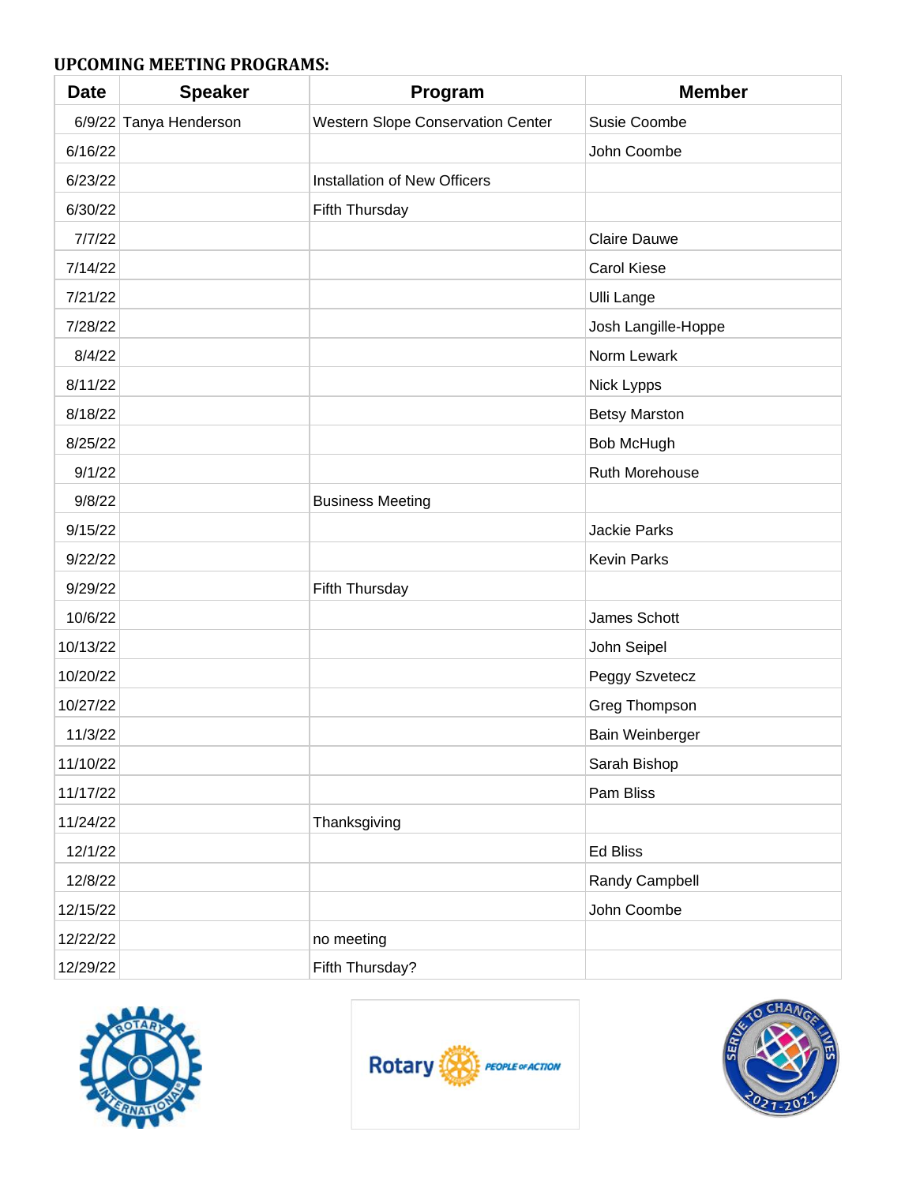**UPCOMING MEETING PROGRAMS:**

| Date | Speaker | Program | Member |
|---|---|---|---|
| 6/9/22 | Tanya Henderson | Western Slope Conservation Center | Susie Coombe |
| 6/16/22 | | | John Coombe |
| 6/23/22 | | Installation of New Officers | |
| 6/30/22 | | Fifth Thursday | |
| 7/7/22 | | | Claire Dauwe |
| 7/14/22 | | | Carol Kiese |
| 7/21/22 | | | Ulli Lange |
| 7/28/22 | | | Josh Langille-Hoppe |
| 8/4/22 | | | Norm Lewark |
| 8/11/22 | | | Nick Lypps |
| 8/18/22 | | | Betsy Marston |
| 8/25/22 | | | Bob McHugh |
| 9/1/22 | | | Ruth Morehouse |
| 9/8/22 | | Business Meeting | |
| 9/15/22 | | | Jackie Parks |
| 9/22/22 | | | Kevin Parks |
| 9/29/22 | | Fifth Thursday | |
| 10/6/22 | | | James Schott |
| 10/13/22 | | | John Seipel |
| 10/20/22 | | | Peggy Szvetecz |
| 10/27/22 | | | Greg Thompson |
| 11/3/22 | | | Bain Weinberger |
| 11/10/22 | | | Sarah Bishop |
| 11/17/22 | | | Pam Bliss |
| 11/24/22 | | Thanksgiving | |
| 12/1/22 | | | Ed Bliss |
| 12/8/22 | | | Randy Campbell |
| 12/15/22 | | | John Coombe |
| 12/22/22 | | no meeting | |
| 12/29/22 | | Fifth Thursday? | |